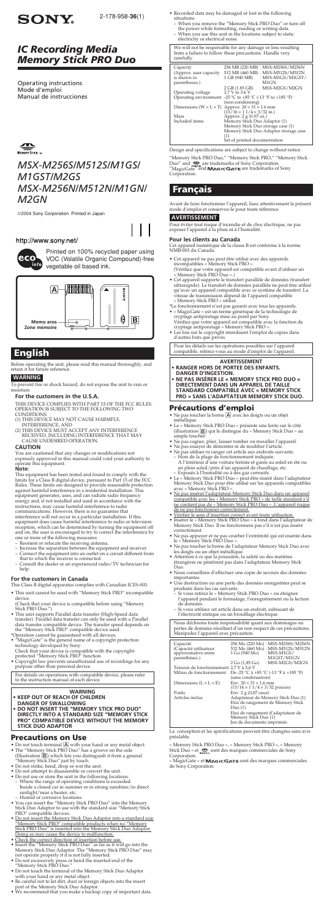SONY

2-178-958-**36**(1)

# IC Recording Media Memory Stick PRO Duo

Operating instructions
Mode d'emploi
Manual de instrucciones

MEMORY STICK

# MSX-M256S/M512S/M1GS/M1GST/M2GS MSX-M256N/M512N/M1GN/M2GN

©2004 Sony Corporation Printed in Japan

http://www.sony.net/

Printed on 100% recycled paper using VOC (Volatile Organic Compound)-free vegetable oil based ink.

A

B

Memo area
Zone mémoire

## English

Before operating the unit, please read this manual thoroughly, and retain it for future reference.

### WARNING

To prevent fire or shock hazard, do not expose the unit to rain or moisture.

#### For the customers in the U.S.A.

THIS DEVICE COMPLIES WITH PART 15 OF THE FCC RULES. OPERATION IS SUBJECT TO THE FOLLOWING TWO CONDITIONS:

(1) THIS DEVICE MAY NOT CAUSE HARMFUL INTERFERENCE, AND
(2) THIS DEVICE MUST ACCEPT ANY INTERFERENCE RECEIVED, INCLUDING INTERFERENCE THAT MAY CAUSE UNDESIRED OPERATION.

#### CAUTION

You are cautioned that any changes or modifications not expressly approved in this manual could void your authority to operate this equipment.

**Note:**

This equipment has been tested and found to comply with the limits for a Class B digital device, pursuant to Part 15 of the FCC Rules. These limits are designed to provide reasonable protection against harmful interference in a residential installation. This equipment generates, uses, and can radiate radio frequency energy and, if not installed and used in accordance with the instructions, may cause harmful interference to radio communications. However, there is no guarantee that interference will not occur in a particular installation. If this equipment does cause harmful interference to radio or television reception, which can be determined by turning the equipment off and on, the user is encouraged to try to correct the interference by one or more of the following measures:

– Reorient or relocate the receiving antenna.
– Increase the separation between the equipment and receiver.
– Connect the equipment into an outlet on a circuit different from that to which the receiver is connected.
– Consult the dealer or an experienced radio/TV technician for help.

#### For the customers in Canada

This Class B digital apparatus complies with Canadian ICES-003.

- This unit cannot be used with "Memory Stick PRO" incompatible device.
(Check that your device is compatible before using "Memory Stick PRO Duo.")
- This unit supports Parallel data transfer (High-Speed data transfer). Parallel data transfer can only be used with a Parallel data transfer compatible device. The transfer speeds depends on the "Memory Stick PRO" compatible device used.

*Operation cannot be guaranteed with all devices.

- "MagicGate" is the general name of a copyright protection technology developed by Sony.
Check that your device is compatible with the copyright-protected "Memory Stick PRO" function.
- Copyright law prevents unauthorized use of recordings for any purpose other than personal device.

For details on operations with compatible device, please refer to the instruction manual of each device.

**WARNING**
- **KEEP OUT OF REACH OF CHILDREN DANGER OF SWALLOWING**
- **DO NOT INSERT THE "MEMORY STICK PRO DUO" DIRECTLY INTO A STANDARD SIZE "MEMORY STICK PRO" COMPATIBLE DEVICE WITHOUT THE MEMORY STICK DUO ADAPTOR**

## Precautions on Use

- Do not touch terminal A with your hand or any metal object.
- The "Memory Stick PRO Duo" has a groove on the side (Illustration B) which lets you distinguish it from a general "Memory Stick Duo" just by touch.
- Do not strike, bend, drop or wet the unit.
- Do not attempt to disassemble or convert the unit.
- Do not use or store the unit in the following locations:
  - Where the range of operating conditions is exceeded. Inside a closed car in summer or in strong sunshine/in direct sunlight/near a heater, etc.
  - Humid or corrosive locations.
- You can insert the "Memory Stick PRO Duo" into the Memory Stick Duo Adaptor to use with the standard size "Memory Stick PRO" compatible devices.
- Do not insert the Memory Stick Duo Adaptor into a standard size "Memory Stick PRO" compatible products when no "Memory Stick PRO Duo" is inserted into the Memory Stick Duo Adaptor. Doing so may cause the device to malfunction.
- Check the correct direction of insertion before use.
- Insert the "Memory Stick PRO Duo" as far as it will go into the Memory Stick Duo Adaptor. The "Memory Stick PRO Duo" may not operate properly if it is not fully inserted.
- Do not excessively press or bend the inserted end of the "Memory Stick PRO Duo."
- Do not touch the terminal of the Memory Stick Duo Adaptor with your hand or any metal object.
- Be careful not to let dirt, dust or foreign objects into the insert port of the Memory Stick Duo Adaptor.
- We recommend that you make a backup copy of important data.
- Recorded data may be damaged or lost in the following situations.
  - When you remove the "Memory Stick PRO Duo" or turn off the power while formatting, reading or writing data.
  - When you use this unit in the locations subject to static electricity or electrical noise.

We will not be responsible for any damage or loss resulting from a failure to follow these precautions. Handle very carefully.

| Capacity (Approx. user capacity is shown in parentheses.) | 256 MB (220 MB) : MSX-M256S/M256N<br>512 MB (460 MB) : MSX-M512S/M512N<br>1 GB (940 MB) : MSX-M1GS/M1GST/M1GN<br>2 GB (1.85 GB) : MSX-M2GS/M2GN |
|---|---|
| Operating voltage | 2.7 V to 3.6 V |
| Operating environment | -25 °C to +85 °C (-13 °F to +185 °F) (non-condensing) |
| Dimensions (W × L × T) | Approx. 20 × 31 × 1.6 mm (13/16 × 1 1/4 × 3/32 in.) |
| Mass | Approx. 2 g (0.07 oz.) |
| Included items | Memory Stick Duo Adaptor (1)<br>Memory Stick Duo storage case (1)<br>Memory Stick Duo Adaptor storage case (1)<br>Set of printed documentation |

Design and specifications are subject to change without notice.

"Memory Stick PRO Duo," "Memory Stick PRO," "Memory Stick Duo" and MEMORY STICK are trademarks of Sony Corporation.
"MagicGate" and MAGICGATE are trademarks of Sony Corporation.

## Français

Avant de faire fonctionner l'appareil, lisez attentivement le présent mode d'emploi et conservez-le pour toute référence.

### AVERTISSEMENT

Pour éviter tout risque d'incendie et de choc électrique, ne pas exposer l'appareil à la pluie ni à l'humidité.

#### Pour les clients au Canada

Cet appareil numérique de la classe B est conforme à la norme NMB-003 du Canada.

- Cet appareil ne pas peut être utilisé avec des appareils incompatibles « Memory Stick PRO ».
(Vérifiez que votre appareil est compatible avant d'utiliser un « Memory Stick PRO Duo ».)
- Cet appareil supporte le transfert parallèle de données (transfert ultrarapide). Le transfert de données parallèle ne peut être utilisé qu'avec un appareil compatible avec ce système de transfert. La vitesse de transmission dépend de l'appareil compatible « Memory Stick PRO » utilisé.

*Le fonctionnement n'est pas garanti avec tous les appareils.

- « MagicGate » est un terme générique de la technologie de cryptage antipiratage mise au point par Sony.
Vérifiez que votre appareil est compatible avec la fonction de cryptage antipiratage « Memory Stick PRO ».
- Les lois sur le copyright interdisent l'emploi de copies dans d'autres buts que privés.

Pour les détails sur les opérations possibles sur l'appareil compatible, référez-vous au mode d'emploi de l'appareil.

**AVERTISSEMENT**
- **RANGER HORS DE PORTÉE DES ENFANTS. DANGER D'INGESTION.**
- **NE PAS INSÉRER LE « MEMORY STICK PRO DUO » DIRECTEMENT DANS UN APPAREIL DE TAILLE STANDARD COMPATIBLE AVEC « MEMORY STICK PRO » SANS L'ADAPTATEUR MEMORY STICK DUO.**

## Précautions d'emploi

- Ne pas toucher la borne A avec les doigts ou un objet métallique.
- Le « Memory Stick PRO Duo » présente une fente sur le côté (illustration B) qui le distingue du « Memory Stick Duo » au simple toucher.
- Ne pas cogner, plier, laisser tomber ou mouiller l'appareil.
- Ne pas essayer de démonter ni de modifier l'article.
- Ne pas utiliser ni ranger cet article aux endroits suivants:
  - Hors de la plage de fonctionnement indiquée. A l'intérieur d'une voiture fermée et garée au soleil en été ou en plein soleil/près d'un appareil de chauffage, etc.
  - Exposés à l'humidité ou à des gaz corrosifs.
- Le « Memory Stick PRO Duo » peut être inséré dans l'adaptateur Memory Stick Duo pour être utilisé sur les appareils compatibles avec « Memory Stick PRO ».
- Ne pas insérer l'adaptateur Memory Stick Duo dans un appareil compatible avec les « Memory Stick PRO » de taille standard s'il ne contient pas de « Memory Stick PRO Duo ». L'appareil risque de ne pas fonctionner correctement.
- Vérifier le sens d'insertion correct avant toute utilisation.
- Insérer le « Memory Stick PRO Duo » à fond dans l'adaptateur de Memory Stick Duo. Il ne fonctionnera pas s'il n'est pas inséré correctement.
- Ne pas appuyer et ne pas courber l'extrémité qui est insérée dans le « Memory Stick PRO Duo ».
- Ne pas toucher la borne de l'adaptateur Memory Stick Duo avec les doigts ou un objet métallique.
- Attention à ce que la poussière, la saleté ou des matières étrangères ne pénètrent pas dans l'adaptateur Memory Stick Duo.
- Nous conseillons d'effectuer une copie de secours des données importantes.
- Une destruction ou une perte des données enregistrées peut se produire dans les cas suivants.
  - Si vous retirez le « Memory Stick PRO Duo » ou éteignez l'appareil pendant le formatage, l'enregistrement ou la lecture de données.
  - Si vous utilisez cet article dans un endroit, subissant de l'électricité statique ou un brouillage électrique.

Nous déclinons toute responsabilité quant aux dommages ou pertes de données résultant d'un non respect de ces précautions. Manipulez l'appareil avec précaution.

| Capacité (Capacité utilisateur approximative entre parenthèses.) | 256 Mo (220 Mo) : MSX-M256S/M256N<br>512 Mo (460 Mo) : MSX-M512S/M512N<br>1 Go (940 Mo) : MSX-M1GS/M1GST/M1GN<br>2 Go (1,85 Go) : MSX-M2GS/M2GN |
|---|---|
| Tension de fonctionnement | 2,7 V à 3,6 V |
| Milieu de fonctionnement | De -25 °C à +85 °C (-13 °F à +185 °F) (sans condensation) |
| Dimensions (L × L × E) | Env. 20 × 31 × 1,6 mm (13/16 × 1 1/4 × 3/32 pouces) |
| Poids | Env. 2 g (0,07 once) |
| Articles inclus | Adaptateur de Memory Stick Duo (1)<br>Etui de rangement de Memory Stick Duo (1)<br>Etui de rangement d'adaptateur de Memory Stick Duo (1)<br>Jeu de documents imprimés |

La conception et les spécifications peuvent être changées sans avis préalable.

« Memory Stick PRO Duo », « Memory Stick PRO », « Memory Stick Duo » et MEMORY STICK sont des marques commerciales de Sony Corporation.
« MagicGate » et MAGICGATE sont des marques commerciales de Sony Corporation.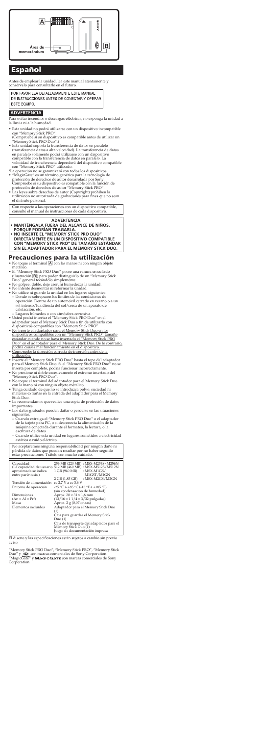A

B

Área de memorándum

# Español

Antes de emplear la unidad, lea este manual atentamente y consérvelo para consultarlo en el futuro.

POR FAVOR LEA DETALLADAMENTE ESTE MANUAL DE INSTRUCCIONES ANTES DE CONECTAR Y OPERAR ESTE EQUIPO.

## ADVERTENCIA

Para evitar incendios o descargas eléctricas, no exponga la unidad a la lluvia ni a la humedad.

- Esta unidad no podrá utilizarse con un dispositivo incompatible con "Memory Stick PRO".
  (Compruebe si su dispositivo es compatible antes de utilizar un "Memory Stick PRO Duo".)
- Esta unidad soporta la transferencia de datos en paralelo (transferencia datos a alta velocidad). La transferencia de datos en paralelo solamente podrá utilizarse con un dispositivo compatible con la transferencia de datos en paralelo. La velocidad de transferencia dependerá del dispositivo compatible con "Memory Stick PRO" utilizado.

*La operación no se garantizará con todos los dispositivos.

- "MagicGate" es un término genérico para la tecnología de protección de derechos de autor desarrollada por Sony. Compruebe si su dispositivo es compatible con la función de protección de derechos de autor "Memory Stick PRO".
- Las leyes sobre derechos de autor (Copyright) prohíben la utilización no autorizada de grabaciones para fines que no sean el disfrute personal.

Con respecto a las operaciones con un dispositivo compatible, consulte el manual de instrucciones de cada dispositivo.

**ADVERTENCIA**

- **MANTÉNGALA FUERA DEL ALCANCE DE NIÑOS, PORQUE PODRÍAN TRAGARLA.**
- **NO INSERTE EL "MEMORY STICK PRO DUO" DIRECTAMENTE EN UN DISPOSITIVO COMPATIBLE CON "MEMORY STICK PRO" DE TAMAÑO ESTÁNDAR SIN EL ADAPTADOR PARA EL MEMORY STICK DUO.**

## Precauciones para la utilización

- No toque el terminal A con las manos ni con ningún objeto metálico.
- El "Memory Stick PRO Duo" posee una ranura en su lado (ilustración B) para poder distinguirlo de un "Memory Stick Duo" general tocándolo simplemente.
- No golpee, doble, deje caer, ni humedezca la unidad.
- No intente desmontar ni reformar la unidad.
- No utilice ni guarde la unidad en los lugares siguientes:
  – Donde se sobrepasen los límites de las condiciones de operación. Dentro de un automóvil cerrado en verano o a un sol intenso/luz directa del sol/cerca de un aparato de calefacción, etc.
  – Lugares húmedos o con atmósfera corrosiva.
- Usted podrá insertar el "Memory Stick PRO Duo" en el adaptador para el Memory Stick Duo a fin de utilizarlo con dispositivos compatibles con "Memory Stick PRO".
- No inserte el adaptador para el Memory Stick Duo en los dispositivos compatibles con un "Memory Stick PRO" tamaño estándar cuando no se haya insertado el "Memory Stick PRO Duo" en el adaptador para el Memory Stick Duo. De lo contrario, podría causar mal funcionamiento en el dispositivo.
- Compruebe la dirección correcta de inserción antes de la utilización.
- Inserte el "Memory Stick PRO Duo" hasta el tope del adaptador para el Memory Stick Duo. Si el "Memory Stick PRO Duo" no se inserta por completo, podría funcionar incorrectamente.
- No presione ni doble excesivamente el extremo insertado del "Memory Stick PRO Duo".
- No toque el terminal del adaptador para el Memory Stick Duo con la mano ni con ningún objeto metálico.
- Tenga cuidado de que no se introduzca polvo, suciedad ni materias extrañas en la entrada del adaptador para el Memory Stick Duo.
- Le recomendamos que realice una copia de protección de datos importantes.
- Los datos grabados pueden dañar o perderse en las situaciones siguientes.
  – Cuando extraiga el "Memory Stick PRO Duo" o el adaptador de la tarjeta para PC, o si desconecta la alimentación de la máquina conectada durante el formateo, la lectura, o la escritura de datos.
  – Cuando utilice esta unidad en lugares sometidos a electricidad estática o ruido eléctrico.

No aceptaremos ninguna responsabilidad por ningún daño ni pérdida de datos que puedan resultar por no haber seguido estas precauciones. Trátelo con mucho cuidado.

| | | |
|---|---|---|
| Capacidad (La capacidad de usuario aproximada se indica entre paréntesis.) | 256 MB (220 MB) | : MSX-M256S/M256N |
| | 512 MB (460 MB) | : MSX-M512S/M512N |
| | 1 GB (940 MB) | : MSX-M1GS/ M1GST/M1GN |
| | 2 GB (1,85 GB) | : MSX-M2GS/M2GN |
| Tensión de alimentación | cc 2,7 V a cc 3,6 V | |
| Entorno de operación | -25 °C a +85 °C (-13 °F a +185 °F) (sin condensación de humedad) | |
| Dimensiones (An × Al × Prf) | Aprox. 20 × 31 × 1,6 mm (13/16 × 1 1/4 × 3/32 pulgadas) | |
| Masa | Aprox. 2 g (0,07 onzas) | |
| Elementos incluidos | Adaptador para el Memory Stick Duo (1) | |
| | Caja para guardar el Memory Stick Duo (1) | |
| | Caja de transporte del adaptador para el Memory Stick Duo (1) | |
| | Juego de documentación impresa | |

El diseño y las especificaciones están sujetos a cambio sin previo aviso.

"Memory Stick PRO Duo", "Memory Stick PRO", "Memory Stick Duo" y son marcas comerciales de Sony Corporation.
"MagicGate" y MAGICGATE son marcas comerciales de Sony Corporation.